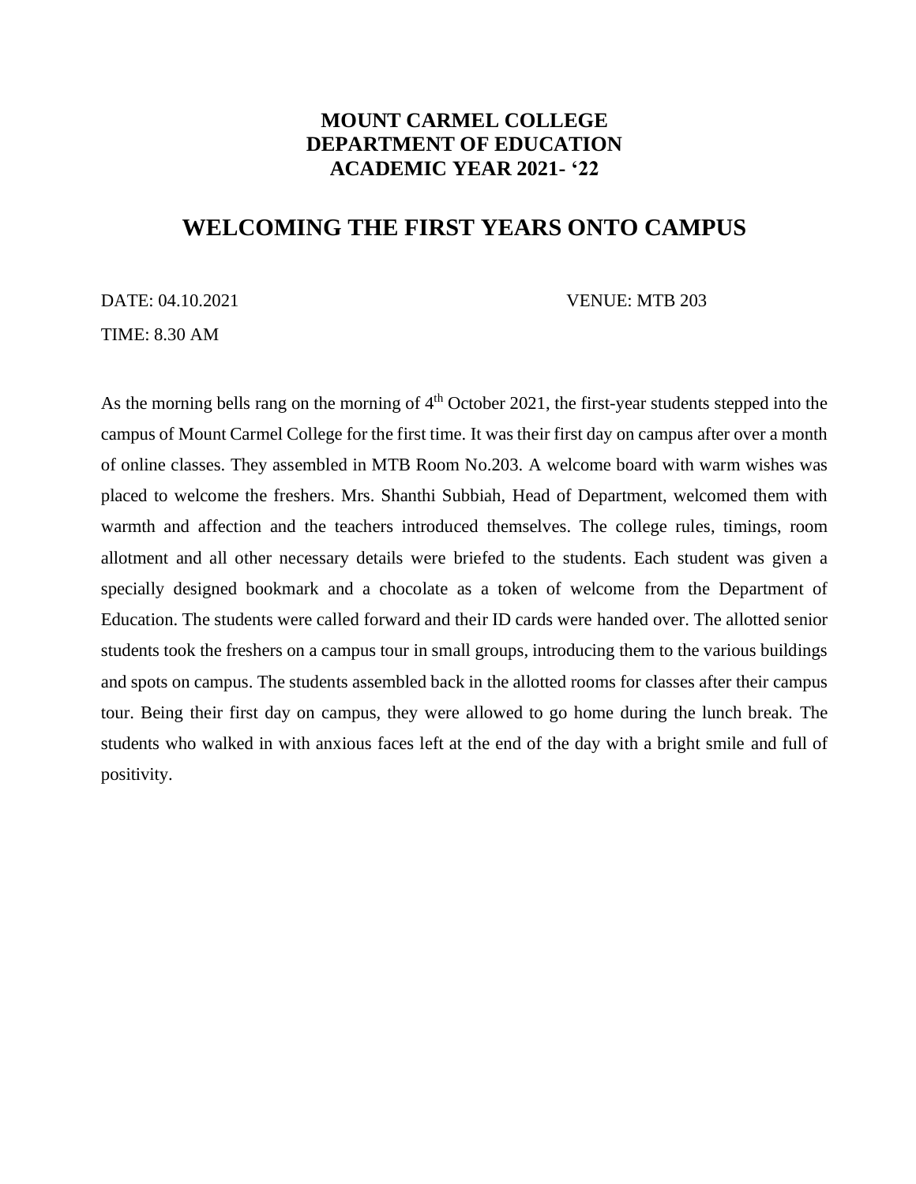**MOUNT CARMEL COLLEGE**
**DEPARTMENT OF EDUCATION**
**ACADEMIC YEAR 2021- '22**

# WELCOMING THE FIRST YEARS ONTO CAMPUS

DATE: 04.10.2021 VENUE: MTB 203

TIME: 8.30 AM

As the morning bells rang on the morning of 4th October 2021, the first-year students stepped into the campus of Mount Carmel College for the first time. It was their first day on campus after over a month of online classes. They assembled in MTB Room No.203. A welcome board with warm wishes was placed to welcome the freshers. Mrs. Shanthi Subbiah, Head of Department, welcomed them with warmth and affection and the teachers introduced themselves. The college rules, timings, room allotment and all other necessary details were briefed to the students. Each student was given a specially designed bookmark and a chocolate as a token of welcome from the Department of Education. The students were called forward and their ID cards were handed over. The allotted senior students took the freshers on a campus tour in small groups, introducing them to the various buildings and spots on campus. The students assembled back in the allotted rooms for classes after their campus tour. Being their first day on campus, they were allowed to go home during the lunch break. The students who walked in with anxious faces left at the end of the day with a bright smile and full of positivity.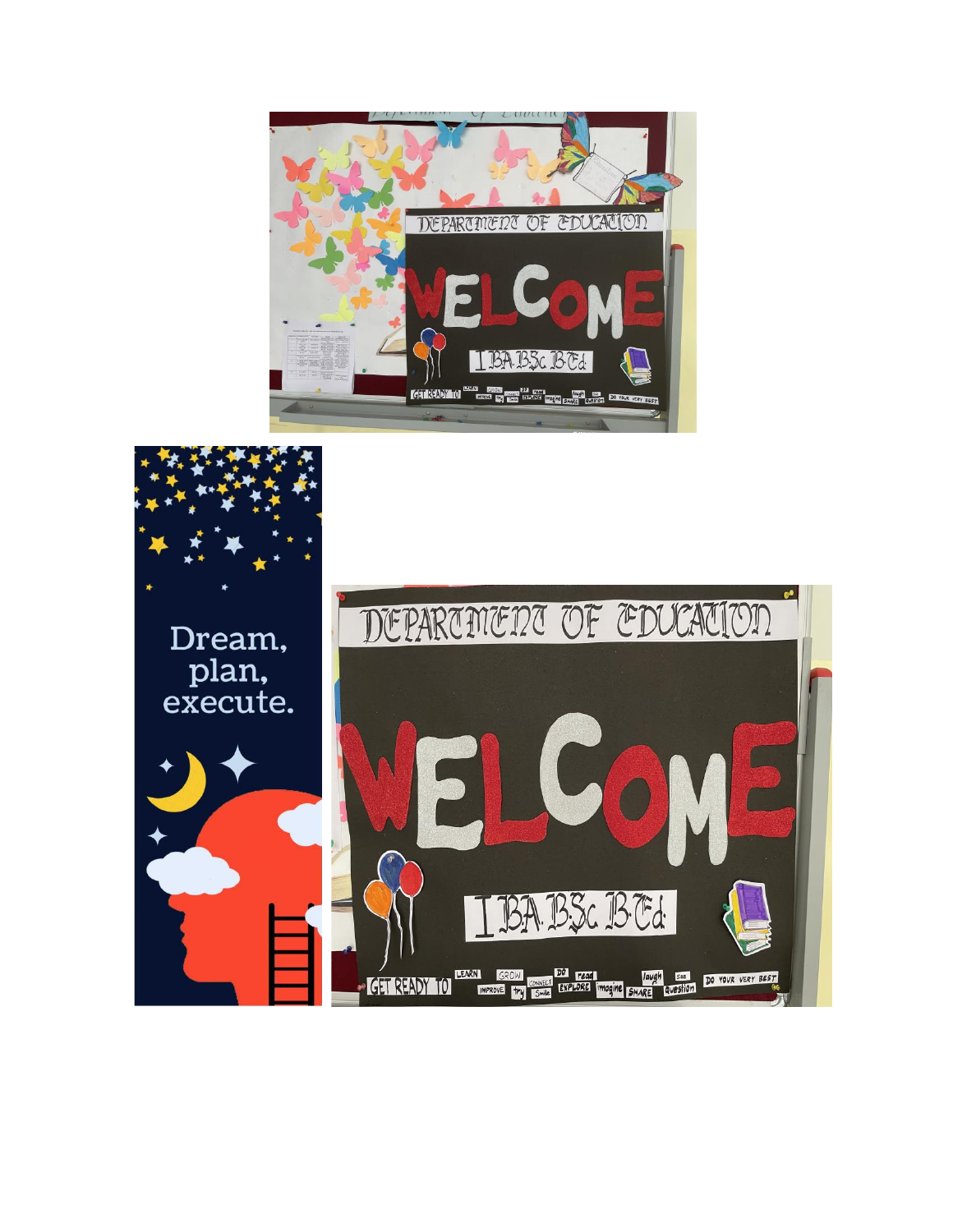DEPARTMENT OF EDUCATION

WELCOME

I BA BSc BEd

GET READY TO LEARN GROW DO read laugh See IMPROVE try CONNECT Smile EXPLORE imagine SHARE Question DO YOUR VERY BEST

Dream,
plan,
execute.

DEPARTMENT OF EDUCATION

WELCOME

I BA BSc BEd

GET READY TO LEARN GROW DO read laugh See IMPROVE try CONNECT Smile EXPLORE imagine SHARE Question DO YOUR VERY BEST